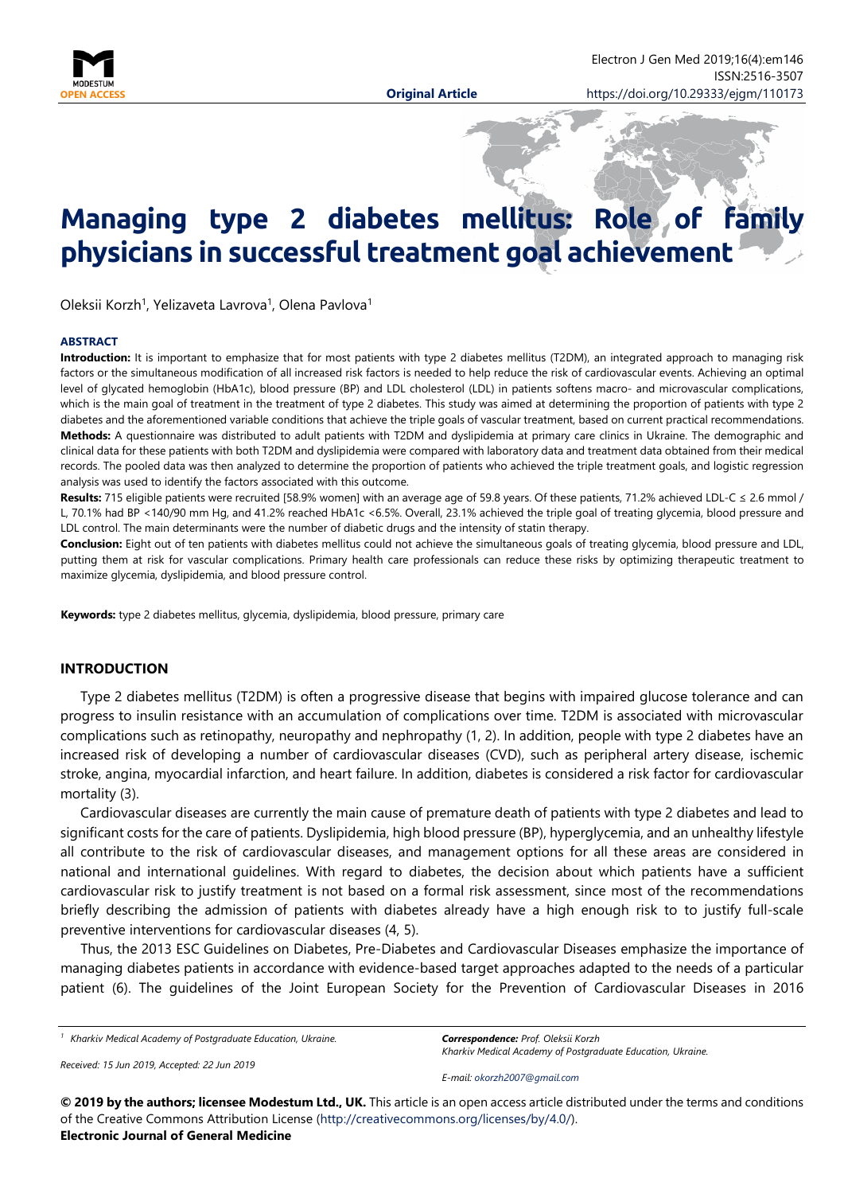Original Article

# Managing type 2 diabetes mellitus: Role of family physicians in successful treatment goal achievement

Oleksii Korzh[1], Yelizaveta Lavrova[1], Olena Pavlova[1]

**ABSTRACT**

**Introduction:** It is important to emphasize that for most patients with type 2 diabetes mellitus (T2DM), an integrated approach to managing risk factors or the simultaneous modification of all increased risk factors is needed to help reduce the risk of cardiovascular events. Achieving an optimal level of glycated hemoglobin (HbA1c), blood pressure (BP) and LDL cholesterol (LDL) in patients softens macro- and microvascular complications, which is the main goal of treatment in the treatment of type 2 diabetes. This study was aimed at determining the proportion of patients with type 2 diabetes and the aforementioned variable conditions that achieve the triple goals of vascular treatment, based on current practical recommendations.

**Methods:** A questionnaire was distributed to adult patients with T2DM and dyslipidemia at primary care clinics in Ukraine. The demographic and clinical data for these patients with both T2DM and dyslipidemia were compared with laboratory data and treatment data obtained from their medical records. The pooled data was then analyzed to determine the proportion of patients who achieved the triple treatment goals, and logistic regression analysis was used to identify the factors associated with this outcome.

**Results:** 715 eligible patients were recruited [58.9% women] with an average age of 59.8 years. Of these patients, 71.2% achieved LDL-C ≤ 2.6 mmol / L, 70.1% had BP <140/90 mm Hg, and 41.2% reached HbA1c <6.5%. Overall, 23.1% achieved the triple goal of treating glycemia, blood pressure and LDL control. The main determinants were the number of diabetic drugs and the intensity of statin therapy.

**Conclusion:** Eight out of ten patients with diabetes mellitus could not achieve the simultaneous goals of treating glycemia, blood pressure and LDL, putting them at risk for vascular complications. Primary health care professionals can reduce these risks by optimizing therapeutic treatment to maximize glycemia, dyslipidemia, and blood pressure control.

**Keywords:** type 2 diabetes mellitus, glycemia, dyslipidemia, blood pressure, primary care

## INTRODUCTION

Type 2 diabetes mellitus (T2DM) is often a progressive disease that begins with impaired glucose tolerance and can progress to insulin resistance with an accumulation of complications over time. T2DM is associated with microvascular complications such as retinopathy, neuropathy and nephropathy (1, 2). In addition, people with type 2 diabetes have an increased risk of developing a number of cardiovascular diseases (CVD), such as peripheral artery disease, ischemic stroke, angina, myocardial infarction, and heart failure. In addition, diabetes is considered a risk factor for cardiovascular mortality (3).

Cardiovascular diseases are currently the main cause of premature death of patients with type 2 diabetes and lead to significant costs for the care of patients. Dyslipidemia, high blood pressure (BP), hyperglycemia, and an unhealthy lifestyle all contribute to the risk of cardiovascular diseases, and management options for all these areas are considered in national and international guidelines. With regard to diabetes, the decision about which patients have a sufficient cardiovascular risk to justify treatment is not based on a formal risk assessment, since most of the recommendations briefly describing the admission of patients with diabetes already have a high enough risk to to justify full-scale preventive interventions for cardiovascular diseases (4, 5).

Thus, the 2013 ESC Guidelines on Diabetes, Pre-Diabetes and Cardiovascular Diseases emphasize the importance of managing diabetes patients in accordance with evidence-based target approaches adapted to the needs of a particular patient (6). The guidelines of the Joint European Society for the Prevention of Cardiovascular Diseases in 2016

[1] Kharkiv Medical Academy of Postgraduate Education, Ukraine.

Received: 15 Jun 2019, Accepted: 22 Jun 2019

*Correspondence:* *Prof. Oleksii Korzh*
*Kharkiv Medical Academy of Postgraduate Education, Ukraine.*

*E-mail: okorzh2007@gmail.com*

**© 2019 by the authors; licensee Modestum Ltd., UK.** This article is an open access article distributed under the terms and conditions of the Creative Commons Attribution License (http://creativecommons.org/licenses/by/4.0/).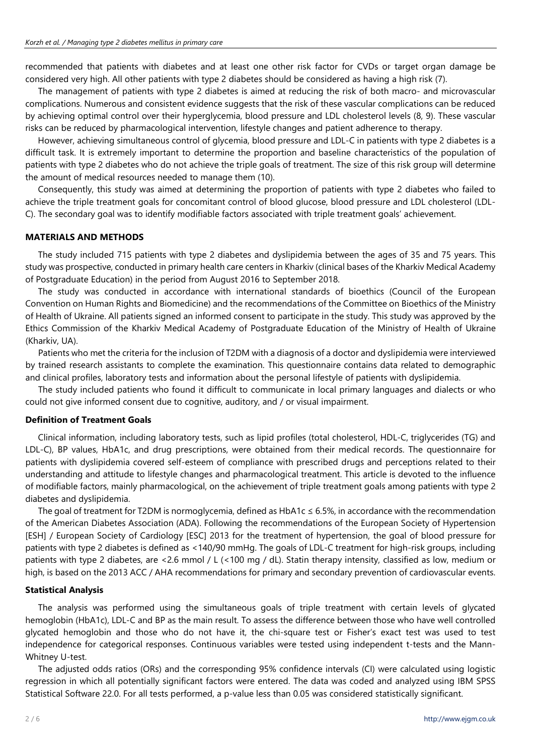recommended that patients with diabetes and at least one other risk factor for CVDs or target organ damage be considered very high. All other patients with type 2 diabetes should be considered as having a high risk (7).

The management of patients with type 2 diabetes is aimed at reducing the risk of both macro- and microvascular complications. Numerous and consistent evidence suggests that the risk of these vascular complications can be reduced by achieving optimal control over their hyperglycemia, blood pressure and LDL cholesterol levels (8, 9). These vascular risks can be reduced by pharmacological intervention, lifestyle changes and patient adherence to therapy.

However, achieving simultaneous control of glycemia, blood pressure and LDL-C in patients with type 2 diabetes is a difficult task. It is extremely important to determine the proportion and baseline characteristics of the population of patients with type 2 diabetes who do not achieve the triple goals of treatment. The size of this risk group will determine the amount of medical resources needed to manage them (10).

Consequently, this study was aimed at determining the proportion of patients with type 2 diabetes who failed to achieve the triple treatment goals for concomitant control of blood glucose, blood pressure and LDL cholesterol (LDL-C). The secondary goal was to identify modifiable factors associated with triple treatment goals' achievement.

## MATERIALS AND METHODS

The study included 715 patients with type 2 diabetes and dyslipidemia between the ages of 35 and 75 years. This study was prospective, conducted in primary health care centers in Kharkiv (clinical bases of the Kharkiv Medical Academy of Postgraduate Education) in the period from August 2016 to September 2018.

The study was conducted in accordance with international standards of bioethics (Council of the European Convention on Human Rights and Biomedicine) and the recommendations of the Committee on Bioethics of the Ministry of Health of Ukraine. All patients signed an informed consent to participate in the study. This study was approved by the Ethics Commission of the Kharkiv Medical Academy of Postgraduate Education of the Ministry of Health of Ukraine (Kharkiv, UA).

Patients who met the criteria for the inclusion of T2DM with a diagnosis of a doctor and dyslipidemia were interviewed by trained research assistants to complete the examination. This questionnaire contains data related to demographic and clinical profiles, laboratory tests and information about the personal lifestyle of patients with dyslipidemia.

The study included patients who found it difficult to communicate in local primary languages and dialects or who could not give informed consent due to cognitive, auditory, and / or visual impairment.

### Definition of Treatment Goals

Clinical information, including laboratory tests, such as lipid profiles (total cholesterol, HDL-C, triglycerides (TG) and LDL-C), BP values, HbA1c, and drug prescriptions, were obtained from their medical records. The questionnaire for patients with dyslipidemia covered self-esteem of compliance with prescribed drugs and perceptions related to their understanding and attitude to lifestyle changes and pharmacological treatment. This article is devoted to the influence of modifiable factors, mainly pharmacological, on the achievement of triple treatment goals among patients with type 2 diabetes and dyslipidemia.

The goal of treatment for T2DM is normoglycemia, defined as HbA1c ≤ 6.5%, in accordance with the recommendation of the American Diabetes Association (ADA). Following the recommendations of the European Society of Hypertension [ESH] / European Society of Cardiology [ESC] 2013 for the treatment of hypertension, the goal of blood pressure for patients with type 2 diabetes is defined as <140/90 mmHg. The goals of LDL-C treatment for high-risk groups, including patients with type 2 diabetes, are <2.6 mmol / L (<100 mg / dL). Statin therapy intensity, classified as low, medium or high, is based on the 2013 ACC / AHA recommendations for primary and secondary prevention of cardiovascular events.

### Statistical Analysis

The analysis was performed using the simultaneous goals of triple treatment with certain levels of glycated hemoglobin (HbA1c), LDL-C and BP as the main result. To assess the difference between those who have well controlled glycated hemoglobin and those who do not have it, the chi-square test or Fisher's exact test was used to test independence for categorical responses. Continuous variables were tested using independent t-tests and the Mann-Whitney U-test.

The adjusted odds ratios (ORs) and the corresponding 95% confidence intervals (CI) were calculated using logistic regression in which all potentially significant factors were entered. The data was coded and analyzed using IBM SPSS Statistical Software 22.0. For all tests performed, a p-value less than 0.05 was considered statistically significant.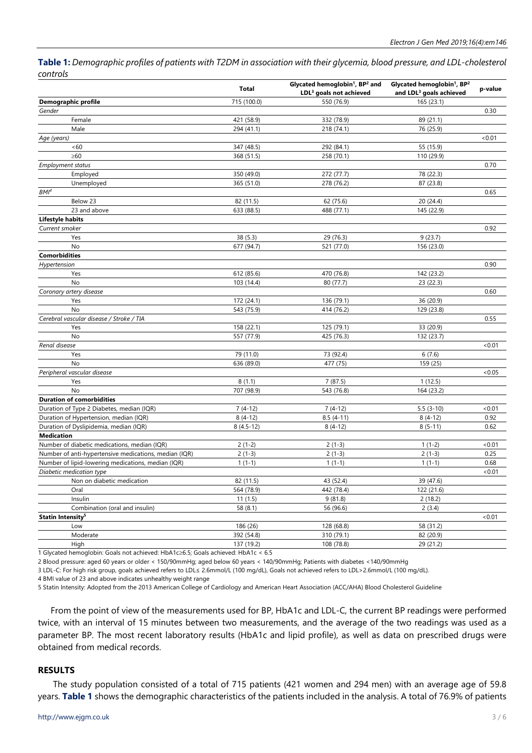**Table 1:** *Demographic profiles of patients with T2DM in association with their glycemia, blood pressure, and LDL-cholesterol controls*

| | Total | Glycated hemoglobin[1], BP[2] and LDL[3] goals not achieved | Glycated hemoglobin[1], BP[2] and LDL[3] goals achieved | p-value |
|---|---|---|---|---|
| **Demographic profile** | 715 (100.0) | 550 (76.9) | 165 (23.1) | |
| *Gender* | | | | 0.30 |
| Female | 421 (58.9) | 332 (78.9) | 89 (21.1) | |
| Male | 294 (41.1) | 218 (74.1) | 76 (25.9) | |
| *Age (years)* | | | | <0.01 |
| <60 | 347 (48.5) | 292 (84.1) | 55 (15.9) | |
| ≥60 | 368 (51.5) | 258 (70.1) | 110 (29.9) | |
| *Employment status* | | | | 0.70 |
| Employed | 350 (49.0) | 272 (77.7) | 78 (22.3) | |
| Unemployed | 365 (51.0) | 278 (76.2) | 87 (23.8) | |
| *BMI*[4] | | | | 0.65 |
| Below 23 | 82 (11.5) | 62 (75.6) | 20 (24.4) | |
| 23 and above | 633 (88.5) | 488 (77.1) | 145 (22.9) | |
| **Lifestyle habits** | | | | |
| *Current smoker* | | | | 0.92 |
| Yes | 38 (5.3) | 29 (76.3) | 9 (23.7) | |
| No | 677 (94.7) | 521 (77.0) | 156 (23.0) | |
| **Comorbidities** | | | | |
| *Hypertension* | | | | 0.90 |
| Yes | 612 (85.6) | 470 (76.8) | 142 (23.2) | |
| No | 103 (14.4) | 80 (77.7) | 23 (22.3) | |
| *Coronary artery disease* | | | | 0.60 |
| Yes | 172 (24.1) | 136 (79.1) | 36 (20.9) | |
| No | 543 (75.9) | 414 (76.2) | 129 (23.8) | |
| *Cerebral vascular disease / Stroke / TIA* | | | | 0.55 |
| Yes | 158 (22.1) | 125 (79.1) | 33 (20.9) | |
| No | 557 (77.9) | 425 (76.3) | 132 (23.7) | |
| *Renal disease* | | | | <0.01 |
| Yes | 79 (11.0) | 73 (92.4) | 6 (7.6) | |
| No | 636 (89.0) | 477 (75) | 159 (25) | |
| *Peripheral vascular disease* | | | | <0.05 |
| Yes | 8 (1.1) | 7 (87.5) | 1 (12.5) | |
| No | 707 (98.9) | 543 (76.8) | 164 (23.2) | |
| **Duration of comorbidities** | | | | |
| Duration of Type 2 Diabetes, median (IQR) | 7 (4-12) | 7 (4-12) | 5.5 (3-10) | <0.01 |
| Duration of Hypertension, median (IQR) | 8 (4-12) | 8.5 (4-11) | 8 (4-12) | 0.92 |
| Duration of Dyslipidemia, median (IQR) | 8 (4.5-12) | 8 (4-12) | 8 (5-11) | 0.62 |
| **Medication** | | | | |
| Number of diabetic medications, median (IQR) | 2 (1-2) | 2 (1-3) | 1 (1-2) | <0.01 |
| Number of anti-hypertensive medications, median (IQR) | 2 (1-3) | 2 (1-3) | 2 (1-3) | 0.25 |
| Number of lipid-lowering medications, median (IQR) | 1 (1-1) | 1 (1-1) | 1 (1-1) | 0.68 |
| *Diabetic medication type* | | | | <0.01 |
| Non on diabetic medication | 82 (11.5) | 43 (52.4) | 39 (47.6) | |
| Oral | 564 (78.9) | 442 (78.4) | 122 (21.6) | |
| Insulin | 11 (1.5) | 9 (81.8) | 2 (18.2) | |
| Combination (oral and insulin) | 58 (8.1) | 56 (96.6) | 2 (3.4) | |
| **Statin Intensity**[5] | | | | <0.01 |
| Low | 186 (26) | 128 (68.8) | 58 (31.2) | |
| Moderate | 392 (54.8) | 310 (79.1) | 82 (20.9) | |
| High | 137 (19.2) | 108 (78.8) | 29 (21.2) | |

1 Glycated hemoglobin: Goals not achieved: HbA1c≥6.5; Goals achieved: HbA1c < 6.5

2 Blood pressure: aged 60 years or older < 150/90mmHg; aged below 60 years < 140/90mmHg; Patients with diabetes <140/90mmHg

3 LDL-C: For high risk group, goals achieved refers to LDL≤ 2.6mmol/L (100 mg/dL), Goals not achieved refers to LDL>2.6mmol/L (100 mg/dL).

4 BMI value of 23 and above indicates unhealthy weight range

5 Statin Intensity: Adopted from the 2013 American College of Cardiology and American Heart Association (ACC/AHA) Blood Cholesterol Guideline

From the point of view of the measurements used for BP, HbA1c and LDL-C, the current BP readings were performed twice, with an interval of 15 minutes between two measurements, and the average of the two readings was used as a parameter BP. The most recent laboratory results (HbA1c and lipid profile), as well as data on prescribed drugs were obtained from medical records.

## RESULTS

The study population consisted of a total of 715 patients (421 women and 294 men) with an average age of 59.8 years. **Table 1** shows the demographic characteristics of the patients included in the analysis. A total of 76.9% of patients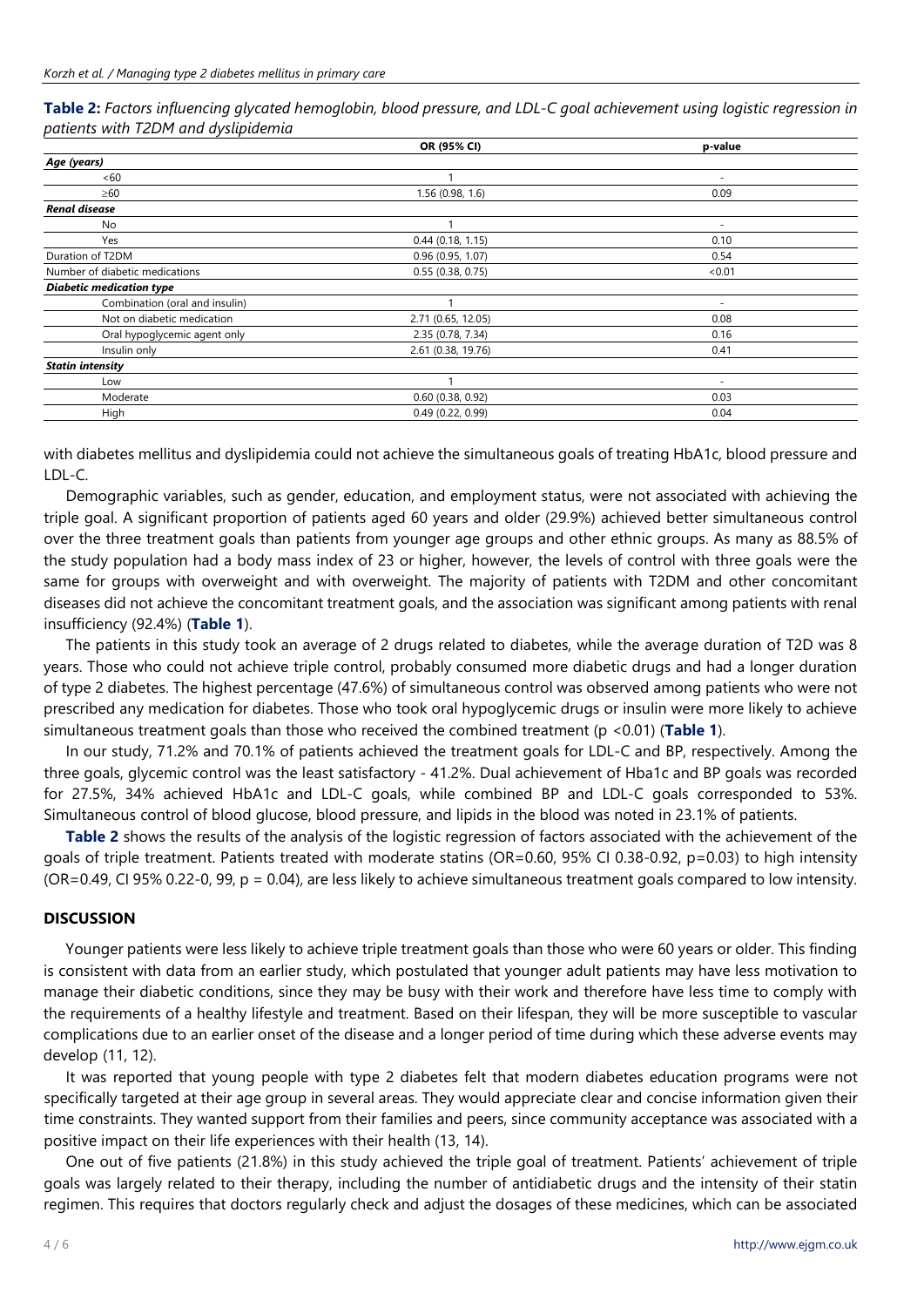**Table 2:** *Factors influencing glycated hemoglobin, blood pressure, and LDL-C goal achievement using logistic regression in patients with T2DM and dyslipidemia*

| | OR (95% CI) | p-value |
|---|---|---|
| ***Age (years)*** | | |
| <60 | 1 | - |
| ≥60 | 1.56 (0.98, 1.6) | 0.09 |
| ***Renal disease*** | | |
| No | 1 | - |
| Yes | 0.44 (0.18, 1.15) | 0.10 |
| Duration of T2DM | 0.96 (0.95, 1.07) | 0.54 |
| Number of diabetic medications | 0.55 (0.38, 0.75) | <0.01 |
| ***Diabetic medication type*** | | |
| Combination (oral and insulin) | 1 | - |
| Not on diabetic medication | 2.71 (0.65, 12.05) | 0.08 |
| Oral hypoglycemic agent only | 2.35 (0.78, 7.34) | 0.16 |
| Insulin only | 2.61 (0.38, 19.76) | 0.41 |
| ***Statin intensity*** | | |
| Low | 1 | - |
| Moderate | 0.60 (0.38, 0.92) | 0.03 |
| High | 0.49 (0.22, 0.99) | 0.04 |

with diabetes mellitus and dyslipidemia could not achieve the simultaneous goals of treating HbA1c, blood pressure and LDL-C.

Demographic variables, such as gender, education, and employment status, were not associated with achieving the triple goal. A significant proportion of patients aged 60 years and older (29.9%) achieved better simultaneous control over the three treatment goals than patients from younger age groups and other ethnic groups. As many as 88.5% of the study population had a body mass index of 23 or higher, however, the levels of control with three goals were the same for groups with overweight and with overweight. The majority of patients with T2DM and other concomitant diseases did not achieve the concomitant treatment goals, and the association was significant among patients with renal insufficiency (92.4%) (**Table 1**).

The patients in this study took an average of 2 drugs related to diabetes, while the average duration of T2D was 8 years. Those who could not achieve triple control, probably consumed more diabetic drugs and had a longer duration of type 2 diabetes. The highest percentage (47.6%) of simultaneous control was observed among patients who were not prescribed any medication for diabetes. Those who took oral hypoglycemic drugs or insulin were more likely to achieve simultaneous treatment goals than those who received the combined treatment ($p < 0.01$) (**Table 1**).

In our study, 71.2% and 70.1% of patients achieved the treatment goals for LDL-C and BP, respectively. Among the three goals, glycemic control was the least satisfactory - 41.2%. Dual achievement of Hba1c and BP goals was recorded for 27.5%, 34% achieved HbA1c and LDL-C goals, while combined BP and LDL-C goals corresponded to 53%. Simultaneous control of blood glucose, blood pressure, and lipids in the blood was noted in 23.1% of patients.

**Table 2** shows the results of the analysis of the logistic regression of factors associated with the achievement of the goals of triple treatment. Patients treated with moderate statins (OR=0.60, 95% CI 0.38-0.92, p=0.03) to high intensity (OR=0.49, CI 95% 0.22-0, 99, p = 0.04), are less likely to achieve simultaneous treatment goals compared to low intensity.

## DISCUSSION

Younger patients were less likely to achieve triple treatment goals than those who were 60 years or older. This finding is consistent with data from an earlier study, which postulated that younger adult patients may have less motivation to manage their diabetic conditions, since they may be busy with their work and therefore have less time to comply with the requirements of a healthy lifestyle and treatment. Based on their lifespan, they will be more susceptible to vascular complications due to an earlier onset of the disease and a longer period of time during which these adverse events may develop (11, 12).

It was reported that young people with type 2 diabetes felt that modern diabetes education programs were not specifically targeted at their age group in several areas. They would appreciate clear and concise information given their time constraints. They wanted support from their families and peers, since community acceptance was associated with a positive impact on their life experiences with their health (13, 14).

One out of five patients (21.8%) in this study achieved the triple goal of treatment. Patients' achievement of triple goals was largely related to their therapy, including the number of antidiabetic drugs and the intensity of their statin regimen. This requires that doctors regularly check and adjust the dosages of these medicines, which can be associated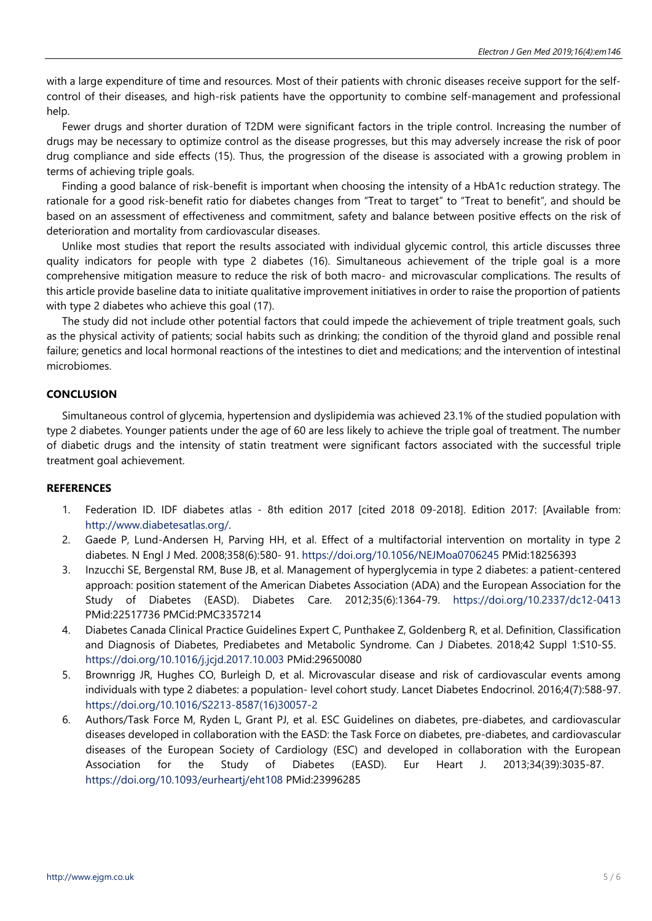with a large expenditure of time and resources. Most of their patients with chronic diseases receive support for the self-control of their diseases, and high-risk patients have the opportunity to combine self-management and professional help.

Fewer drugs and shorter duration of T2DM were significant factors in the triple control. Increasing the number of drugs may be necessary to optimize control as the disease progresses, but this may adversely increase the risk of poor drug compliance and side effects (15). Thus, the progression of the disease is associated with a growing problem in terms of achieving triple goals.

Finding a good balance of risk-benefit is important when choosing the intensity of a HbA1c reduction strategy. The rationale for a good risk-benefit ratio for diabetes changes from "Treat to target" to "Treat to benefit", and should be based on an assessment of effectiveness and commitment, safety and balance between positive effects on the risk of deterioration and mortality from cardiovascular diseases.

Unlike most studies that report the results associated with individual glycemic control, this article discusses three quality indicators for people with type 2 diabetes (16). Simultaneous achievement of the triple goal is a more comprehensive mitigation measure to reduce the risk of both macro- and microvascular complications. The results of this article provide baseline data to initiate qualitative improvement initiatives in order to raise the proportion of patients with type 2 diabetes who achieve this goal (17).

The study did not include other potential factors that could impede the achievement of triple treatment goals, such as the physical activity of patients; social habits such as drinking; the condition of the thyroid gland and possible renal failure; genetics and local hormonal reactions of the intestines to diet and medications; and the intervention of intestinal microbiomes.

## CONCLUSION

Simultaneous control of glycemia, hypertension and dyslipidemia was achieved 23.1% of the studied population with type 2 diabetes. Younger patients under the age of 60 are less likely to achieve the triple goal of treatment. The number of diabetic drugs and the intensity of statin treatment were significant factors associated with the successful triple treatment goal achievement.

## REFERENCES

1. Federation ID. IDF diabetes atlas - 8th edition 2017 [cited 2018 09-2018]. Edition 2017: [Available from: http://www.diabetesatlas.org/.
2. Gaede P, Lund-Andersen H, Parving HH, et al. Effect of a multifactorial intervention on mortality in type 2 diabetes. N Engl J Med. 2008;358(6):580- 91. https://doi.org/10.1056/NEJMoa0706245 PMid:18256393
3. Inzucchi SE, Bergenstal RM, Buse JB, et al. Management of hyperglycemia in type 2 diabetes: a patient-centered approach: position statement of the American Diabetes Association (ADA) and the European Association for the Study of Diabetes (EASD). Diabetes Care. 2012;35(6):1364-79. https://doi.org/10.2337/dc12-0413 PMid:22517736 PMCid:PMC3357214
4. Diabetes Canada Clinical Practice Guidelines Expert C, Punthakee Z, Goldenberg R, et al. Definition, Classification and Diagnosis of Diabetes, Prediabetes and Metabolic Syndrome. Can J Diabetes. 2018;42 Suppl 1:S10-S5. https://doi.org/10.1016/j.jcjd.2017.10.003 PMid:29650080
5. Brownrigg JR, Hughes CO, Burleigh D, et al. Microvascular disease and risk of cardiovascular events among individuals with type 2 diabetes: a population- level cohort study. Lancet Diabetes Endocrinol. 2016;4(7):588-97. https://doi.org/10.1016/S2213-8587(16)30057-2
6. Authors/Task Force M, Ryden L, Grant PJ, et al. ESC Guidelines on diabetes, pre-diabetes, and cardiovascular diseases developed in collaboration with the EASD: the Task Force on diabetes, pre-diabetes, and cardiovascular diseases of the European Society of Cardiology (ESC) and developed in collaboration with the European Association for the Study of Diabetes (EASD). Eur Heart J. 2013;34(39):3035-87. https://doi.org/10.1093/eurheartj/eht108 PMid:23996285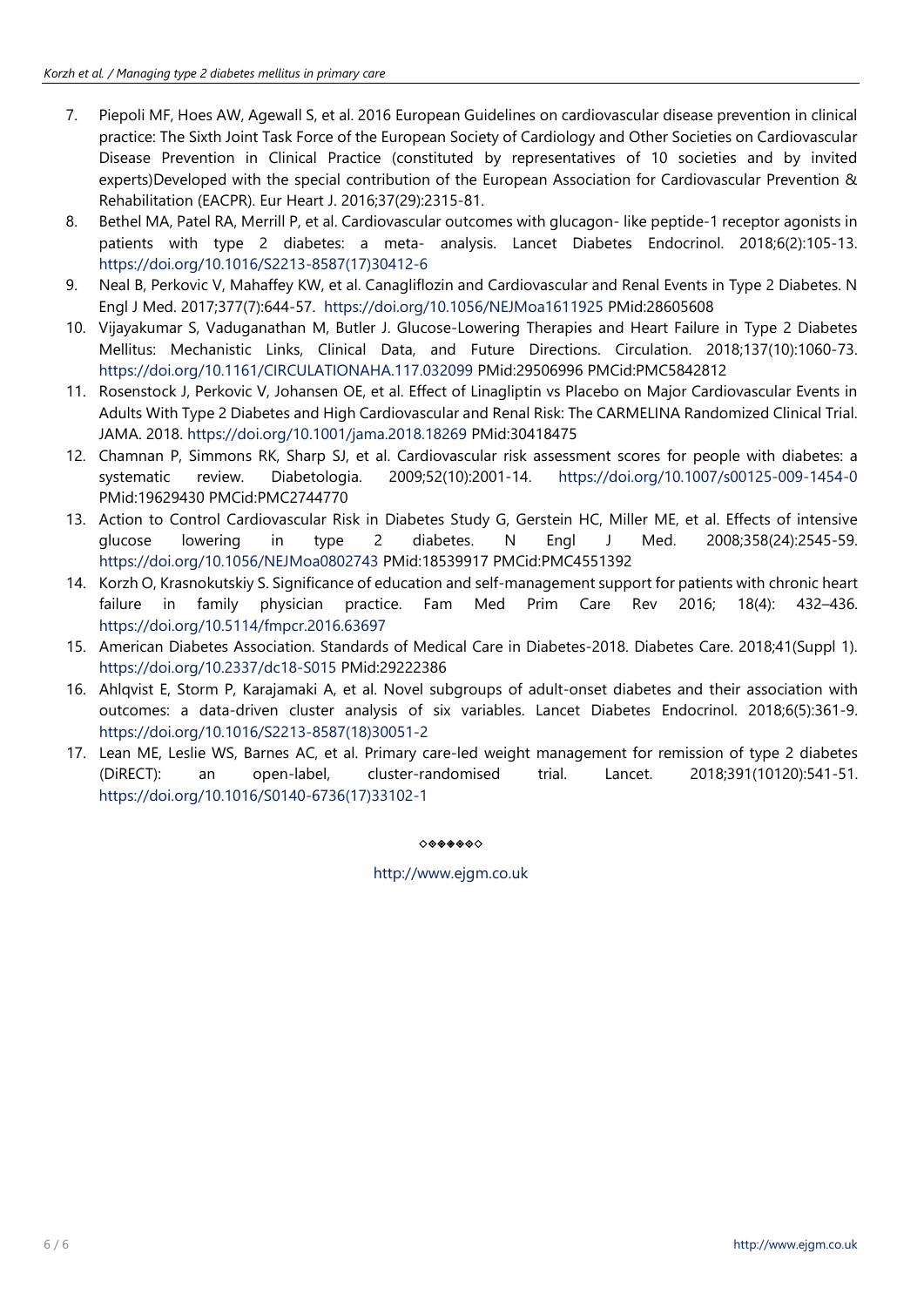7. Piepoli MF, Hoes AW, Agewall S, et al. 2016 European Guidelines on cardiovascular disease prevention in clinical practice: The Sixth Joint Task Force of the European Society of Cardiology and Other Societies on Cardiovascular Disease Prevention in Clinical Practice (constituted by representatives of 10 societies and by invited experts)Developed with the special contribution of the European Association for Cardiovascular Prevention & Rehabilitation (EACPR). Eur Heart J. 2016;37(29):2315-81.
8. Bethel MA, Patel RA, Merrill P, et al. Cardiovascular outcomes with glucagon- like peptide-1 receptor agonists in patients with type 2 diabetes: a meta- analysis. Lancet Diabetes Endocrinol. 2018;6(2):105-13. https://doi.org/10.1016/S2213-8587(17)30412-6
9. Neal B, Perkovic V, Mahaffey KW, et al. Canagliflozin and Cardiovascular and Renal Events in Type 2 Diabetes. N Engl J Med. 2017;377(7):644-57. https://doi.org/10.1056/NEJMoa1611925 PMid:28605608
10. Vijayakumar S, Vaduganathan M, Butler J. Glucose-Lowering Therapies and Heart Failure in Type 2 Diabetes Mellitus: Mechanistic Links, Clinical Data, and Future Directions. Circulation. 2018;137(10):1060-73. https://doi.org/10.1161/CIRCULATIONAHA.117.032099 PMid:29506996 PMCid:PMC5842812
11. Rosenstock J, Perkovic V, Johansen OE, et al. Effect of Linagliptin vs Placebo on Major Cardiovascular Events in Adults With Type 2 Diabetes and High Cardiovascular and Renal Risk: The CARMELINA Randomized Clinical Trial. JAMA. 2018. https://doi.org/10.1001/jama.2018.18269 PMid:30418475
12. Chamnan P, Simmons RK, Sharp SJ, et al. Cardiovascular risk assessment scores for people with diabetes: a systematic review. Diabetologia. 2009;52(10):2001-14. https://doi.org/10.1007/s00125-009-1454-0 PMid:19629430 PMCid:PMC2744770
13. Action to Control Cardiovascular Risk in Diabetes Study G, Gerstein HC, Miller ME, et al. Effects of intensive glucose lowering in type 2 diabetes. N Engl J Med. 2008;358(24):2545-59. https://doi.org/10.1056/NEJMoa0802743 PMid:18539917 PMCid:PMC4551392
14. Korzh O, Krasnokutskiy S. Significance of education and self-management support for patients with chronic heart failure in family physician practice. Fam Med Prim Care Rev 2016; 18(4): 432–436. https://doi.org/10.5114/fmpcr.2016.63697
15. American Diabetes Association. Standards of Medical Care in Diabetes-2018. Diabetes Care. 2018;41(Suppl 1). https://doi.org/10.2337/dc18-S015 PMid:29222386
16. Ahlqvist E, Storm P, Karajamaki A, et al. Novel subgroups of adult-onset diabetes and their association with outcomes: a data-driven cluster analysis of six variables. Lancet Diabetes Endocrinol. 2018;6(5):361-9. https://doi.org/10.1016/S2213-8587(18)30051-2
17. Lean ME, Leslie WS, Barnes AC, et al. Primary care-led weight management for remission of type 2 diabetes (DiRECT): an open-label, cluster-randomised trial. Lancet. 2018;391(10120):541-51. https://doi.org/10.1016/S0140-6736(17)33102-1

◇◈◈◈◈◈◇

http://www.ejgm.co.uk